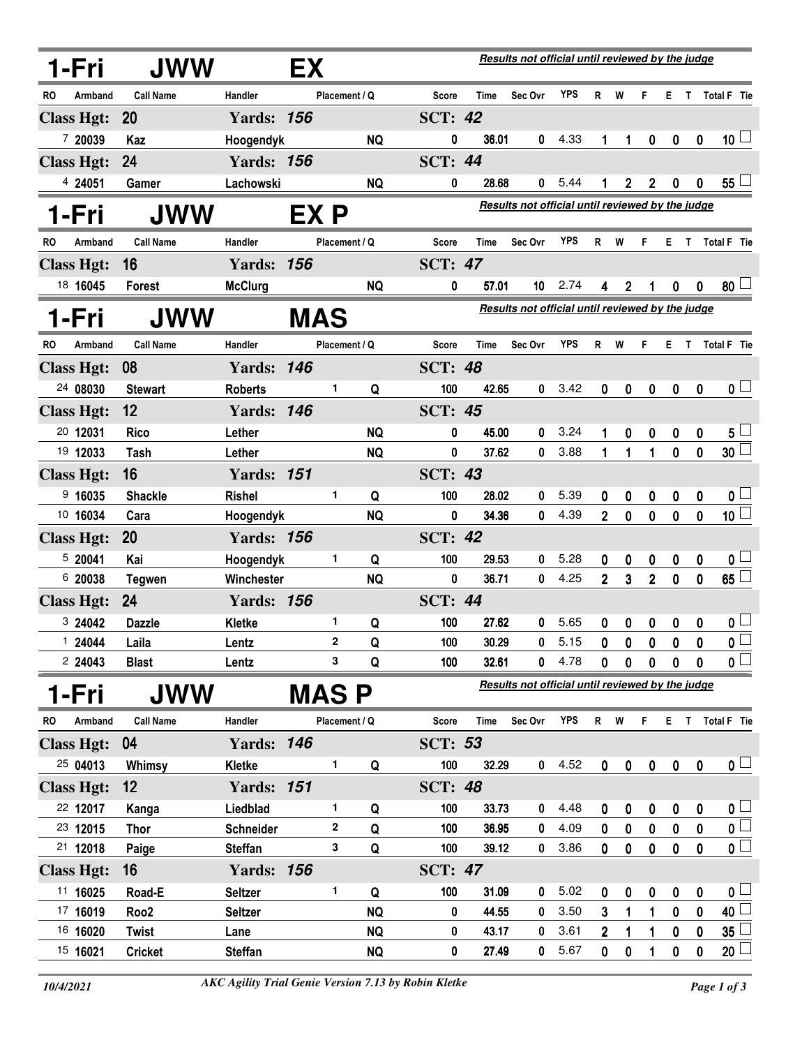## 1-Fri JWW EX

*Results not official until reviewed by the judge*

| RO | Armband | Call Name | Handler | Placement / Q | | Score | Time | Sec Ovr | YPS | R | W | F | E | T | Total F | Tie |
|---|---|---|---|---|---|---|---|---|---|---|---|---|---|---|---|---|
| **Class Hgt: 20** | | | **Yards: 156** | | | **SCT: 42** | | | | | | | | | | |
| 7 | 20039 | Kaz | Hoogendyk | | NQ | 0 | 36.01 | 0 | 4.33 | 1 | 1 | 0 | 0 | 0 | 10 | ☐ |
| **Class Hgt: 24** | | | **Yards: 156** | | | **SCT: 44** | | | | | | | | | | |
| 4 | 24051 | Gamer | Lachowski | | NQ | 0 | 28.68 | 0 | 5.44 | 1 | 2 | 2 | 0 | 0 | 55 | ☐ |

## 1-Fri JWW EX P

*Results not official until reviewed by the judge*

| RO | Armband | Call Name | Handler | Placement / Q | | Score | Time | Sec Ovr | YPS | R | W | F | E | T | Total F | Tie |
|---|---|---|---|---|---|---|---|---|---|---|---|---|---|---|---|---|
| **Class Hgt: 16** | | | **Yards: 156** | | | **SCT: 47** | | | | | | | | | | |
| 18 | 16045 | Forest | McClurg | | NQ | 0 | 57.01 | 10 | 2.74 | 4 | 2 | 1 | 0 | 0 | 80 | ☐ |

## 1-Fri JWW MAS

*Results not official until reviewed by the judge*

| RO | Armband | Call Name | Handler | Placement / Q | | Score | Time | Sec Ovr | YPS | R | W | F | E | T | Total F | Tie |
|---|---|---|---|---|---|---|---|---|---|---|---|---|---|---|---|---|
| **Class Hgt: 08** | | | **Yards: 146** | | | **SCT: 48** | | | | | | | | | | |
| 24 | 08030 | Stewart | Roberts | 1 | Q | 100 | 42.65 | 0 | 3.42 | 0 | 0 | 0 | 0 | 0 | 0 | ☐ |
| **Class Hgt: 12** | | | **Yards: 146** | | | **SCT: 45** | | | | | | | | | | |
| 20 | 12031 | Rico | Lether | | NQ | 0 | 45.00 | 0 | 3.24 | 1 | 0 | 0 | 0 | 0 | 5 | ☐ |
| 19 | 12033 | Tash | Lether | | NQ | 0 | 37.62 | 0 | 3.88 | 1 | 1 | 1 | 0 | 0 | 30 | ☐ |
| **Class Hgt: 16** | | | **Yards: 151** | | | **SCT: 43** | | | | | | | | | | |
| 9 | 16035 | Shackle | Rishel | 1 | Q | 100 | 28.02 | 0 | 5.39 | 0 | 0 | 0 | 0 | 0 | 0 | ☐ |
| 10 | 16034 | Cara | Hoogendyk | | NQ | 0 | 34.36 | 0 | 4.39 | 2 | 0 | 0 | 0 | 0 | 10 | ☐ |
| **Class Hgt: 20** | | | **Yards: 156** | | | **SCT: 42** | | | | | | | | | | |
| 5 | 20041 | Kai | Hoogendyk | 1 | Q | 100 | 29.53 | 0 | 5.28 | 0 | 0 | 0 | 0 | 0 | 0 | ☐ |
| 6 | 20038 | Tegwen | Winchester | | NQ | 0 | 36.71 | 0 | 4.25 | 2 | 3 | 2 | 0 | 0 | 65 | ☐ |
| **Class Hgt: 24** | | | **Yards: 156** | | | **SCT: 44** | | | | | | | | | | |
| 3 | 24042 | Dazzle | Kletke | 1 | Q | 100 | 27.62 | 0 | 5.65 | 0 | 0 | 0 | 0 | 0 | 0 | ☐ |
| 1 | 24044 | Laila | Lentz | 2 | Q | 100 | 30.29 | 0 | 5.15 | 0 | 0 | 0 | 0 | 0 | 0 | ☐ |
| 2 | 24043 | Blast | Lentz | 3 | Q | 100 | 32.61 | 0 | 4.78 | 0 | 0 | 0 | 0 | 0 | 0 | ☐ |

## 1-Fri JWW MAS P

*Results not official until reviewed by the judge*

| RO | Armband | Call Name | Handler | Placement / Q | | Score | Time | Sec Ovr | YPS | R | W | F | E | T | Total F | Tie |
|---|---|---|---|---|---|---|---|---|---|---|---|---|---|---|---|---|
| **Class Hgt: 04** | | | **Yards: 146** | | | **SCT: 53** | | | | | | | | | | |
| 25 | 04013 | Whimsy | Kletke | 1 | Q | 100 | 32.29 | 0 | 4.52 | 0 | 0 | 0 | 0 | 0 | 0 | ☐ |
| **Class Hgt: 12** | | | **Yards: 151** | | | **SCT: 48** | | | | | | | | | | |
| 22 | 12017 | Kanga | Liedblad | 1 | Q | 100 | 33.73 | 0 | 4.48 | 0 | 0 | 0 | 0 | 0 | 0 | ☐ |
| 23 | 12015 | Thor | Schneider | 2 | Q | 100 | 36.95 | 0 | 4.09 | 0 | 0 | 0 | 0 | 0 | 0 | ☐ |
| 21 | 12018 | Paige | Steffan | 3 | Q | 100 | 39.12 | 0 | 3.86 | 0 | 0 | 0 | 0 | 0 | 0 | ☐ |
| **Class Hgt: 16** | | | **Yards: 156** | | | **SCT: 47** | | | | | | | | | | |
| 11 | 16025 | Road-E | Seltzer | 1 | Q | 100 | 31.09 | 0 | 5.02 | 0 | 0 | 0 | 0 | 0 | 0 | ☐ |
| 17 | 16019 | Roo2 | Seltzer | | NQ | 0 | 44.55 | 0 | 3.50 | 3 | 1 | 1 | 0 | 0 | 40 | ☐ |
| 16 | 16020 | Twist | Lane | | NQ | 0 | 43.17 | 0 | 3.61 | 2 | 1 | 1 | 0 | 0 | 35 | ☐ |
| 15 | 16021 | Cricket | Steffan | | NQ | 0 | 27.49 | 0 | 5.67 | 0 | 0 | 1 | 0 | 0 | 20 | ☐ |

*10/4/2021* — *AKC Agility Trial Genie Version 7.13 by Robin Kletke*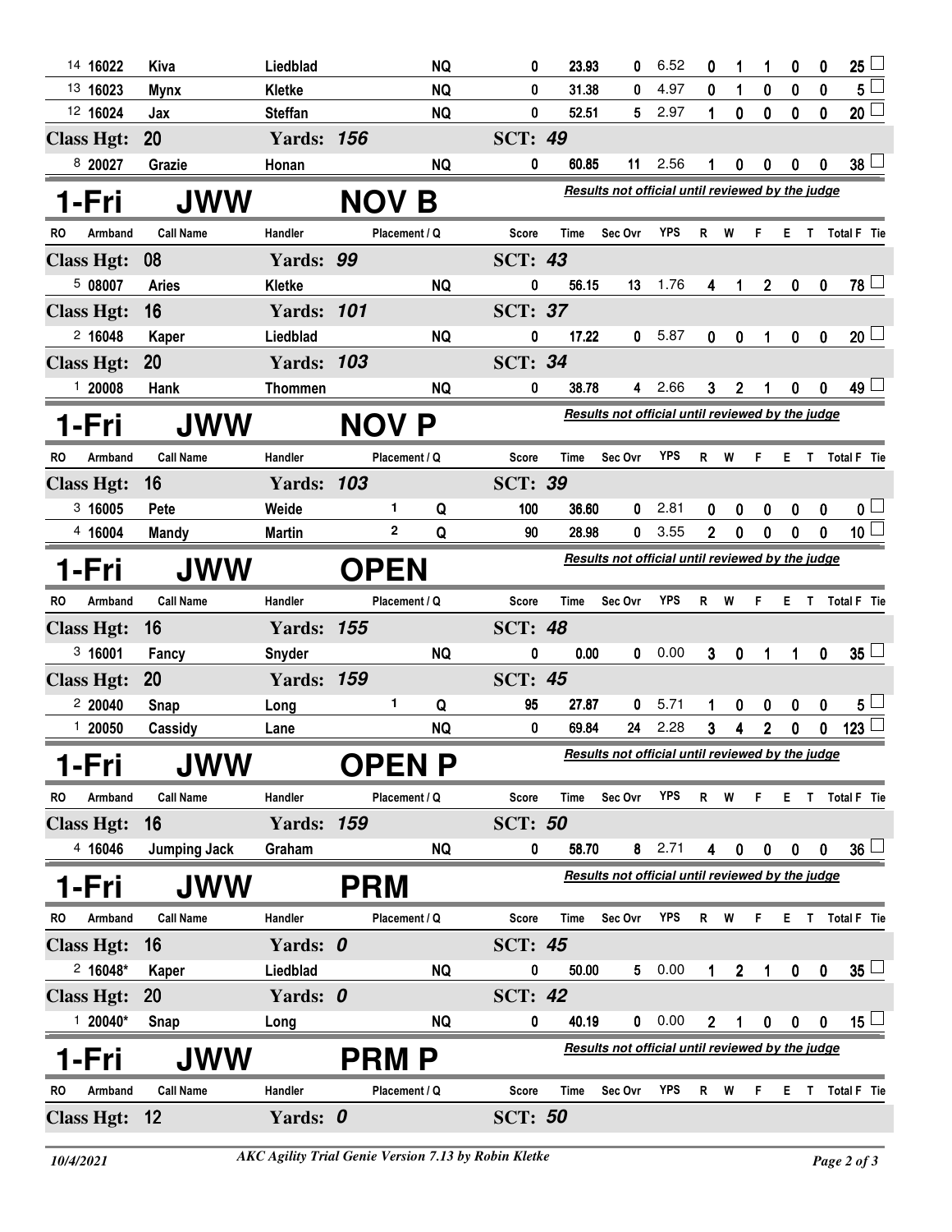| RO | Armband | Call Name | Handler | Placement / Q | | Score | Time | Sec Ovr | YPS | R | W | F | E | T | Total F | Tie |
|---|---|---|---|---|---|---|---|---|---|---|---|---|---|---|---|---|
| 14 | 16022 | Kiva | Liedblad | | NQ | 0 | 23.93 | 0 | 6.52 | 0 | 1 | 1 | 0 | 0 | 25 | ☐ |
| 13 | 16023 | Mynx | Kletke | | NQ | 0 | 31.38 | 0 | 4.97 | 0 | 1 | 0 | 0 | 0 | 5 | ☐ |
| 12 | 16024 | Jax | Steffan | | NQ | 0 | 52.51 | 5 | 2.97 | 1 | 0 | 0 | 0 | 0 | 20 | ☐ |
| **Class Hgt: 20** | | | **Yards: 156** | | | **SCT: 49** | | | | | | | | | | |
| 8 | 20027 | Grazie | Honan | | NQ | 0 | 60.85 | 11 | 2.56 | 1 | 0 | 0 | 0 | 0 | 38 | ☐ |

## 1-Fri JWW NOV B

*Results not official until reviewed by the judge*

| RO | Armband | Call Name | Handler | Placement / Q | | Score | Time | Sec Ovr | YPS | R | W | F | E | T | Total F | Tie |
|---|---|---|---|---|---|---|---|---|---|---|---|---|---|---|---|---|
| **Class Hgt: 08** | | | **Yards: 99** | | | **SCT: 43** | | | | | | | | | | |
| 5 | 08007 | Aries | Kletke | | NQ | 0 | 56.15 | 13 | 1.76 | 4 | 1 | 2 | 0 | 0 | 78 | ☐ |
| **Class Hgt: 16** | | | **Yards: 101** | | | **SCT: 37** | | | | | | | | | | |
| 2 | 16048 | Kaper | Liedblad | | NQ | 0 | 17.22 | 0 | 5.87 | 0 | 0 | 1 | 0 | 0 | 20 | ☐ |
| **Class Hgt: 20** | | | **Yards: 103** | | | **SCT: 34** | | | | | | | | | | |
| 1 | 20008 | Hank | Thommen | | NQ | 0 | 38.78 | 4 | 2.66 | 3 | 2 | 1 | 0 | 0 | 49 | ☐ |

## 1-Fri JWW NOV P

*Results not official until reviewed by the judge*

| RO | Armband | Call Name | Handler | Placement / Q | | Score | Time | Sec Ovr | YPS | R | W | F | E | T | Total F | Tie |
|---|---|---|---|---|---|---|---|---|---|---|---|---|---|---|---|---|
| **Class Hgt: 16** | | | **Yards: 103** | | | **SCT: 39** | | | | | | | | | | |
| 3 | 16005 | Pete | Weide | 1 | Q | 100 | 36.60 | 0 | 2.81 | 0 | 0 | 0 | 0 | 0 | 0 | ☐ |
| 4 | 16004 | Mandy | Martin | 2 | Q | 90 | 28.98 | 0 | 3.55 | 2 | 0 | 0 | 0 | 0 | 10 | ☐ |

## 1-Fri JWW OPEN

*Results not official until reviewed by the judge*

| RO | Armband | Call Name | Handler | Placement / Q | | Score | Time | Sec Ovr | YPS | R | W | F | E | T | Total F | Tie |
|---|---|---|---|---|---|---|---|---|---|---|---|---|---|---|---|---|
| **Class Hgt: 16** | | | **Yards: 155** | | | **SCT: 48** | | | | | | | | | | |
| 3 | 16001 | Fancy | Snyder | | NQ | 0 | 0.00 | 0 | 0.00 | 3 | 0 | 1 | 1 | 0 | 35 | ☐ |
| **Class Hgt: 20** | | | **Yards: 159** | | | **SCT: 45** | | | | | | | | | | |
| 2 | 20040 | Snap | Long | 1 | Q | 95 | 27.87 | 0 | 5.71 | 1 | 0 | 0 | 0 | 0 | 5 | ☐ |
| 1 | 20050 | Cassidy | Lane | | NQ | 0 | 69.84 | 24 | 2.28 | 3 | 4 | 2 | 0 | 0 | 123 | ☐ |

## 1-Fri JWW OPEN P

*Results not official until reviewed by the judge*

| RO | Armband | Call Name | Handler | Placement / Q | | Score | Time | Sec Ovr | YPS | R | W | F | E | T | Total F | Tie |
|---|---|---|---|---|---|---|---|---|---|---|---|---|---|---|---|---|
| **Class Hgt: 16** | | | **Yards: 159** | | | **SCT: 50** | | | | | | | | | | |
| 4 | 16046 | Jumping Jack | Graham | | NQ | 0 | 58.70 | 8 | 2.71 | 4 | 0 | 0 | 0 | 0 | 36 | ☐ |

## 1-Fri JWW PRM

*Results not official until reviewed by the judge*

| RO | Armband | Call Name | Handler | Placement / Q | | Score | Time | Sec Ovr | YPS | R | W | F | E | T | Total F | Tie |
|---|---|---|---|---|---|---|---|---|---|---|---|---|---|---|---|---|
| **Class Hgt: 16** | | | **Yards: 0** | | | **SCT: 45** | | | | | | | | | | |
| 2 | 16048* | Kaper | Liedblad | | NQ | 0 | 50.00 | 5 | 0.00 | 1 | 2 | 1 | 0 | 0 | 35 | ☐ |
| **Class Hgt: 20** | | | **Yards: 0** | | | **SCT: 42** | | | | | | | | | | |
| 1 | 20040* | Snap | Long | | NQ | 0 | 40.19 | 0 | 0.00 | 2 | 1 | 0 | 0 | 0 | 15 | ☐ |

## 1-Fri JWW PRM P

*Results not official until reviewed by the judge*

| RO | Armband | Call Name | Handler | Placement / Q | | Score | Time | Sec Ovr | YPS | R | W | F | E | T | Total F | Tie |
|---|---|---|---|---|---|---|---|---|---|---|---|---|---|---|---|---|
| **Class Hgt: 12** | | | **Yards: 0** | | | **SCT: 50** | | | | | | | | | | |

10/4/2021 — *AKC Agility Trial Genie Version 7.13 by Robin Kletke*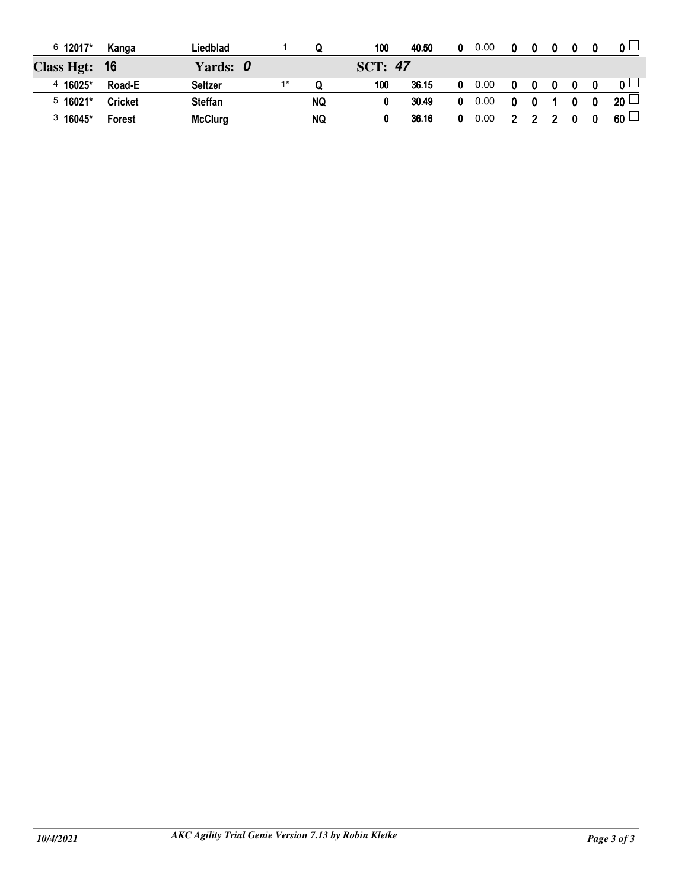| | | | | | | | | | | | | | | | |
|---|---|---|---|---|---|---|---|---|---|---|---|---|---|---|---|
| 6 12017* | Kanga | Liedblad | 1 | Q | 100 | 40.50 | 0 | 0.00 | 0 | 0 | 0 | 0 | 0 | 0 | ☐ |
| **Class Hgt: 16** | | **Yards: 0** | | | **SCT: 47** | | | | | | | | | | |
| 4 16025* | Road-E | Seltzer | 1* | Q | 100 | 36.15 | 0 | 0.00 | 0 | 0 | 0 | 0 | 0 | 0 | ☐ |
| 5 16021* | Cricket | Steffan | | NQ | 0 | 30.49 | 0 | 0.00 | 0 | 0 | 1 | 0 | 0 | 20 | ☐ |
| 3 16045* | Forest | McClurg | | NQ | 0 | 36.16 | 0 | 0.00 | 2 | 2 | 2 | 0 | 0 | 60 | ☐ |

*10/4/2021* *AKC Agility Trial Genie Version 7.13 by Robin Kletke*